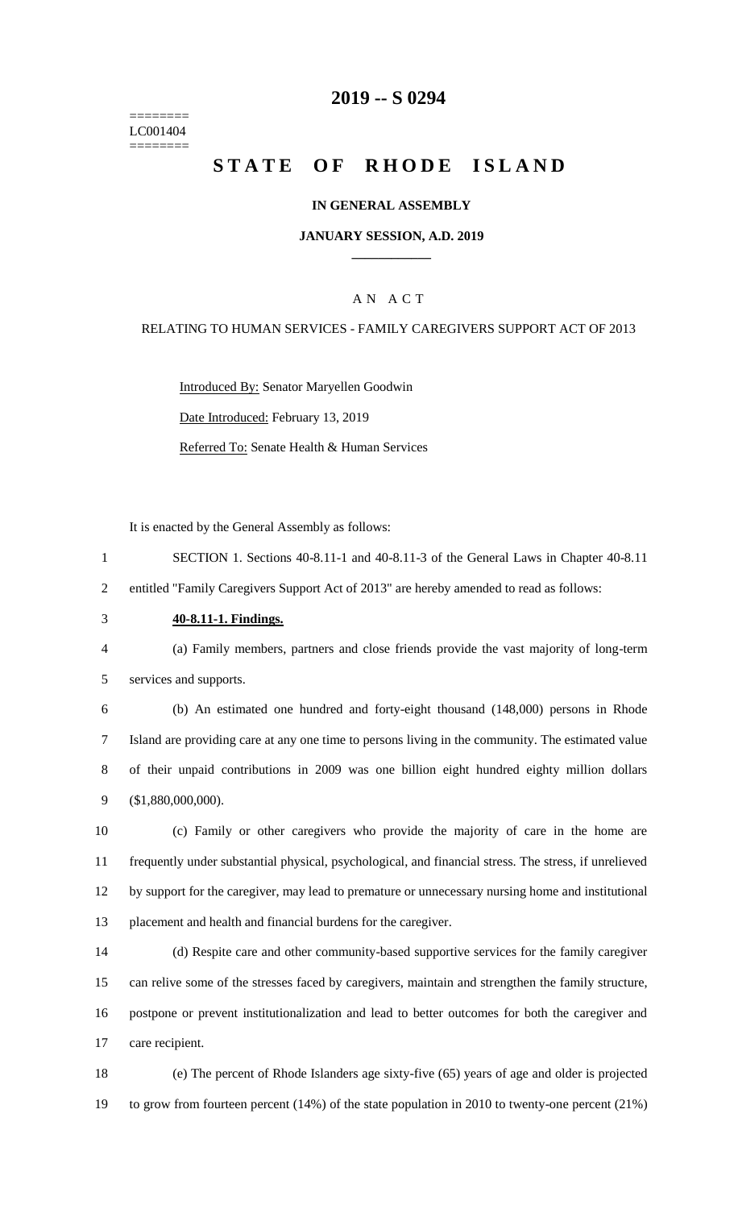# 2019 -- S 0294

========
LC001404
========

# STATE OF RHODE ISLAND

## IN GENERAL ASSEMBLY

## JANUARY SESSION, A.D. 2019

____________

A N A C T

RELATING TO HUMAN SERVICES - FAMILY CAREGIVERS SUPPORT ACT OF 2013

Introduced By: Senator Maryellen Goodwin

Date Introduced: February 13, 2019

Referred To: Senate Health & Human Services

It is enacted by the General Assembly as follows:

SECTION 1. Sections 40-8.11-1 and 40-8.11-3 of the General Laws in Chapter 40-8.11 entitled "Family Caregivers Support Act of 2013" are hereby amended to read as follows:

**40-8.11-1. Findings.**

(a) Family members, partners and close friends provide the vast majority of long-term services and supports.

(b) An estimated one hundred and forty-eight thousand (148,000) persons in Rhode Island are providing care at any one time to persons living in the community. The estimated value of their unpaid contributions in 2009 was one billion eight hundred eighty million dollars ($1,880,000,000).

(c) Family or other caregivers who provide the majority of care in the home are frequently under substantial physical, psychological, and financial stress. The stress, if unrelieved by support for the caregiver, may lead to premature or unnecessary nursing home and institutional placement and health and financial burdens for the caregiver.

(d) Respite care and other community-based supportive services for the family caregiver can relive some of the stresses faced by caregivers, maintain and strengthen the family structure, postpone or prevent institutionalization and lead to better outcomes for both the caregiver and care recipient.

(e) The percent of Rhode Islanders age sixty-five (65) years of age and older is projected to grow from fourteen percent (14%) of the state population in 2010 to twenty-one percent (21%)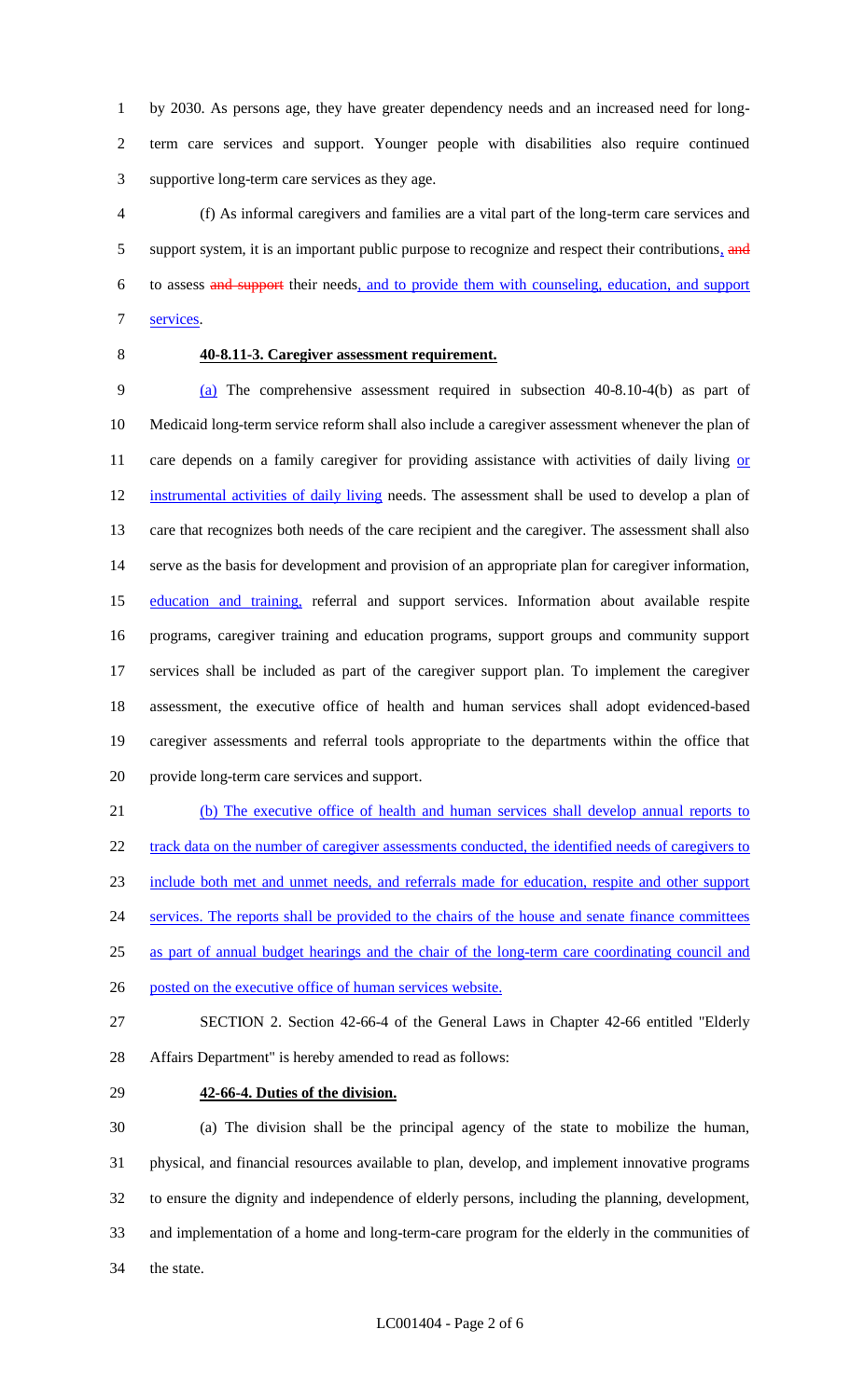by 2030. As persons age, they have greater dependency needs and an increased need for long-term care services and support. Younger people with disabilities also require continued supportive long-term care services as they age.

(f) As informal caregivers and families are a vital part of the long-term care services and support system, it is an important public purpose to recognize and respect their contributions, ~~and~~ to assess ~~and support~~ their needs, and to provide them with counseling, education, and support services.

**40-8.11-3. Caregiver assessment requirement.**

(a) The comprehensive assessment required in subsection 40-8.10-4(b) as part of Medicaid long-term service reform shall also include a caregiver assessment whenever the plan of care depends on a family caregiver for providing assistance with activities of daily living or instrumental activities of daily living needs. The assessment shall be used to develop a plan of care that recognizes both needs of the care recipient and the caregiver. The assessment shall also serve as the basis for development and provision of an appropriate plan for caregiver information, education and training, referral and support services. Information about available respite programs, caregiver training and education programs, support groups and community support services shall be included as part of the caregiver support plan. To implement the caregiver assessment, the executive office of health and human services shall adopt evidenced-based caregiver assessments and referral tools appropriate to the departments within the office that provide long-term care services and support.

(b) The executive office of health and human services shall develop annual reports to track data on the number of caregiver assessments conducted, the identified needs of caregivers to include both met and unmet needs, and referrals made for education, respite and other support services. The reports shall be provided to the chairs of the house and senate finance committees as part of annual budget hearings and the chair of the long-term care coordinating council and posted on the executive office of human services website.

SECTION 2. Section 42-66-4 of the General Laws in Chapter 42-66 entitled "Elderly Affairs Department" is hereby amended to read as follows:

**42-66-4. Duties of the division.**

(a) The division shall be the principal agency of the state to mobilize the human, physical, and financial resources available to plan, develop, and implement innovative programs to ensure the dignity and independence of elderly persons, including the planning, development, and implementation of a home and long-term-care program for the elderly in the communities of the state.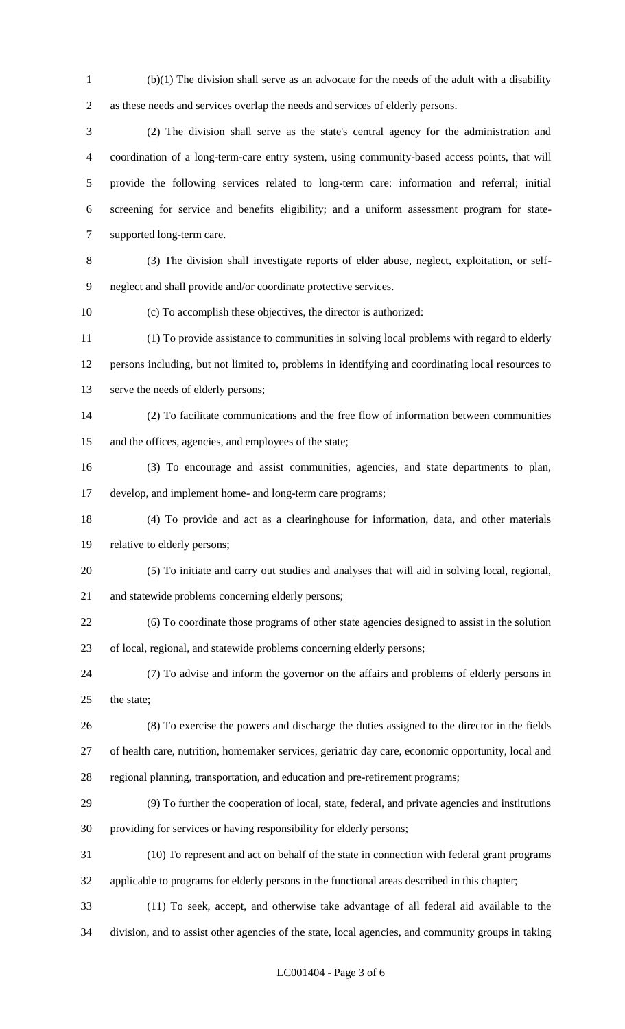(b)(1) The division shall serve as an advocate for the needs of the adult with a disability as these needs and services overlap the needs and services of elderly persons.

(2) The division shall serve as the state's central agency for the administration and coordination of a long-term-care entry system, using community-based access points, that will provide the following services related to long-term care: information and referral; initial screening for service and benefits eligibility; and a uniform assessment program for state-supported long-term care.

(3) The division shall investigate reports of elder abuse, neglect, exploitation, or self-neglect and shall provide and/or coordinate protective services.

(c) To accomplish these objectives, the director is authorized:

(1) To provide assistance to communities in solving local problems with regard to elderly persons including, but not limited to, problems in identifying and coordinating local resources to serve the needs of elderly persons;

(2) To facilitate communications and the free flow of information between communities and the offices, agencies, and employees of the state;

(3) To encourage and assist communities, agencies, and state departments to plan, develop, and implement home- and long-term care programs;

(4) To provide and act as a clearinghouse for information, data, and other materials relative to elderly persons;

(5) To initiate and carry out studies and analyses that will aid in solving local, regional, and statewide problems concerning elderly persons;

(6) To coordinate those programs of other state agencies designed to assist in the solution of local, regional, and statewide problems concerning elderly persons;

(7) To advise and inform the governor on the affairs and problems of elderly persons in the state;

(8) To exercise the powers and discharge the duties assigned to the director in the fields of health care, nutrition, homemaker services, geriatric day care, economic opportunity, local and regional planning, transportation, and education and pre-retirement programs;

(9) To further the cooperation of local, state, federal, and private agencies and institutions providing for services or having responsibility for elderly persons;

(10) To represent and act on behalf of the state in connection with federal grant programs applicable to programs for elderly persons in the functional areas described in this chapter;

(11) To seek, accept, and otherwise take advantage of all federal aid available to the division, and to assist other agencies of the state, local agencies, and community groups in taking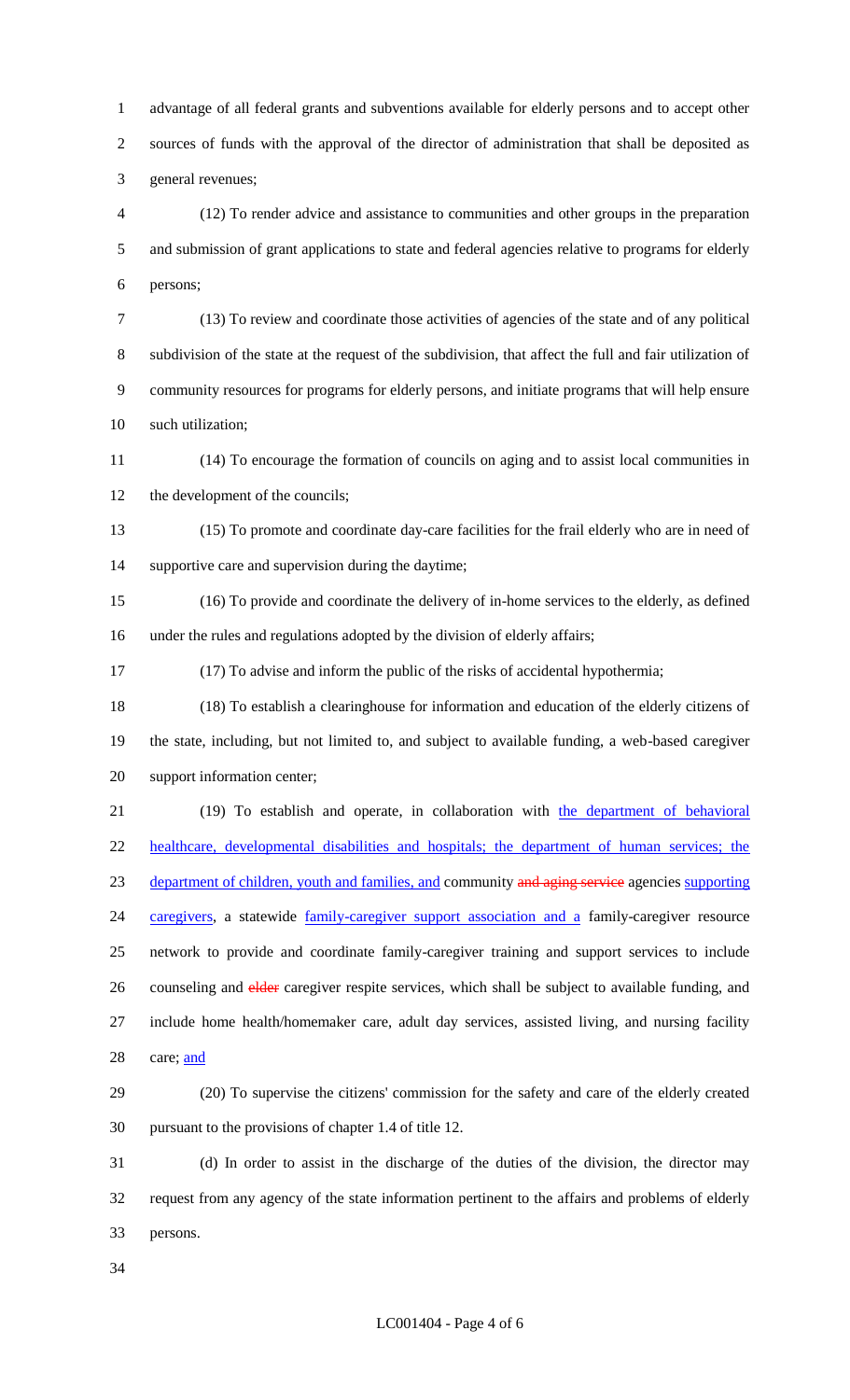advantage of all federal grants and subventions available for elderly persons and to accept other sources of funds with the approval of the director of administration that shall be deposited as general revenues;

(12) To render advice and assistance to communities and other groups in the preparation and submission of grant applications to state and federal agencies relative to programs for elderly persons;

(13) To review and coordinate those activities of agencies of the state and of any political subdivision of the state at the request of the subdivision, that affect the full and fair utilization of community resources for programs for elderly persons, and initiate programs that will help ensure such utilization;

(14) To encourage the formation of councils on aging and to assist local communities in the development of the councils;

(15) To promote and coordinate day-care facilities for the frail elderly who are in need of supportive care and supervision during the daytime;

(16) To provide and coordinate the delivery of in-home services to the elderly, as defined under the rules and regulations adopted by the division of elderly affairs;

(17) To advise and inform the public of the risks of accidental hypothermia;

(18) To establish a clearinghouse for information and education of the elderly citizens of the state, including, but not limited to, and subject to available funding, a web-based caregiver support information center;

(19) To establish and operate, in collaboration with the department of behavioral healthcare, developmental disabilities and hospitals; the department of human services; the department of children, youth and families, and community ~~and aging service~~ agencies supporting caregivers, a statewide family-caregiver support association and a family-caregiver resource network to provide and coordinate family-caregiver training and support services to include counseling and ~~elder~~ caregiver respite services, which shall be subject to available funding, and include home health/homemaker care, adult day services, assisted living, and nursing facility care; and

(20) To supervise the citizens' commission for the safety and care of the elderly created pursuant to the provisions of chapter 1.4 of title 12.

(d) In order to assist in the discharge of the duties of the division, the director may request from any agency of the state information pertinent to the affairs and problems of elderly persons.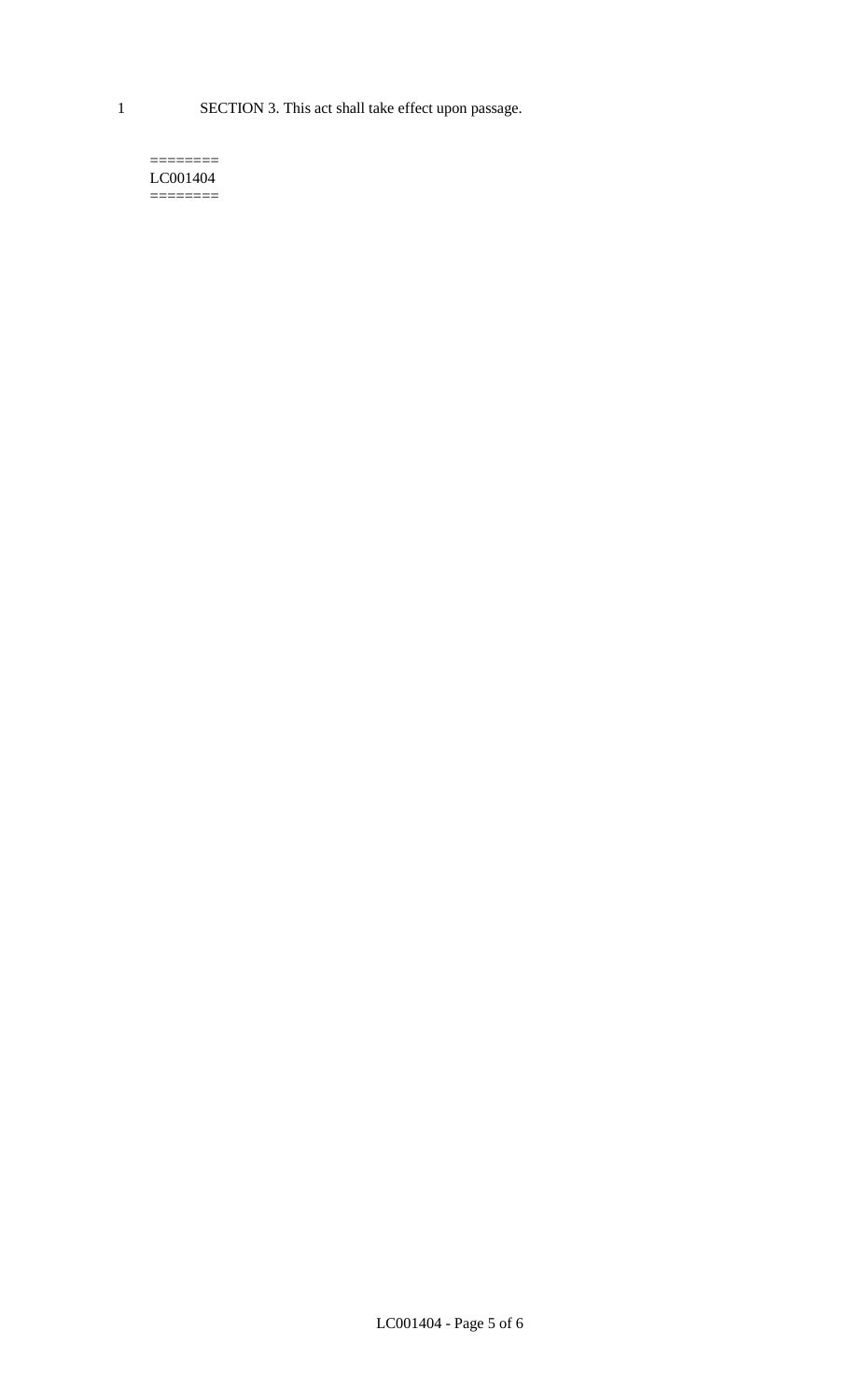1 SECTION 3. This act shall take effect upon passage.

========
LC001404
========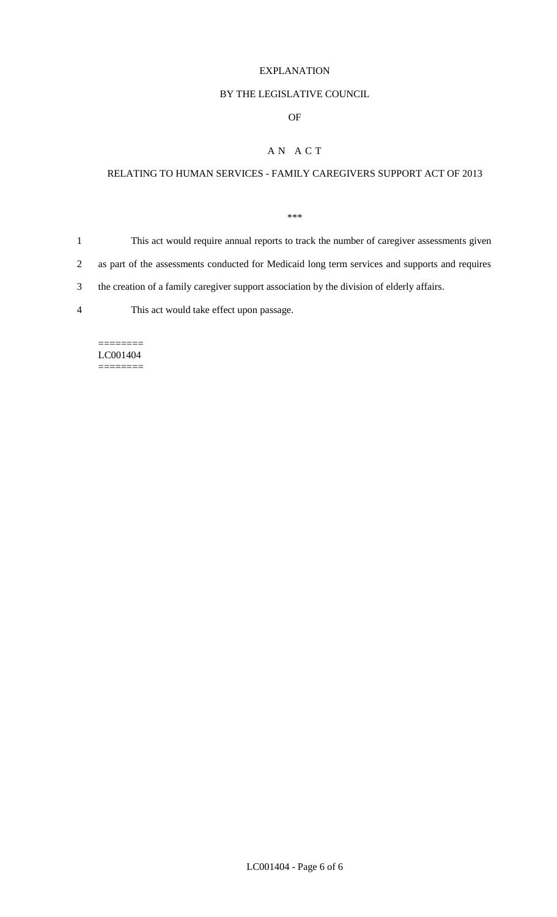EXPLANATION

BY THE LEGISLATIVE COUNCIL

OF

A N A C T

RELATING TO HUMAN SERVICES - FAMILY CAREGIVERS SUPPORT ACT OF 2013

\*\*\*

1 This act would require annual reports to track the number of caregiver assessments given
2 as part of the assessments conducted for Medicaid long term services and supports and requires
3 the creation of a family caregiver support association by the division of elderly affairs.
4 This act would take effect upon passage.

========
LC001404
========